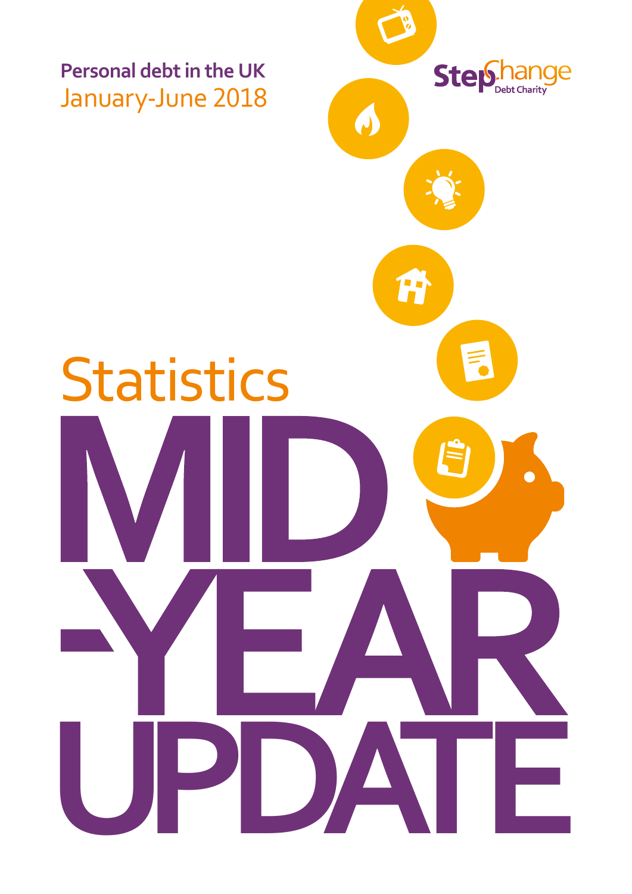**Personal debt in the UK**
January-June 2018

StepChange Debt Charity

# Statistics MID-YEAR UPDATE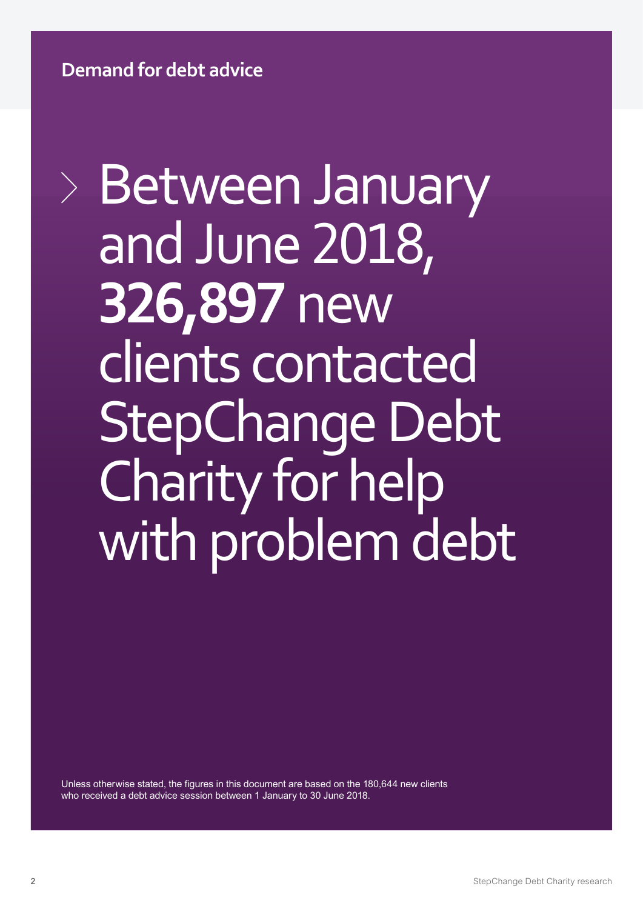## Demand for debt advice

# Between January and June 2018, **326,897** new clients contacted StepChange Debt Charity for help with problem debt

Unless otherwise stated, the figures in this document are based on the 180,644 new clients who received a debt advice session between 1 January to 30 June 2018.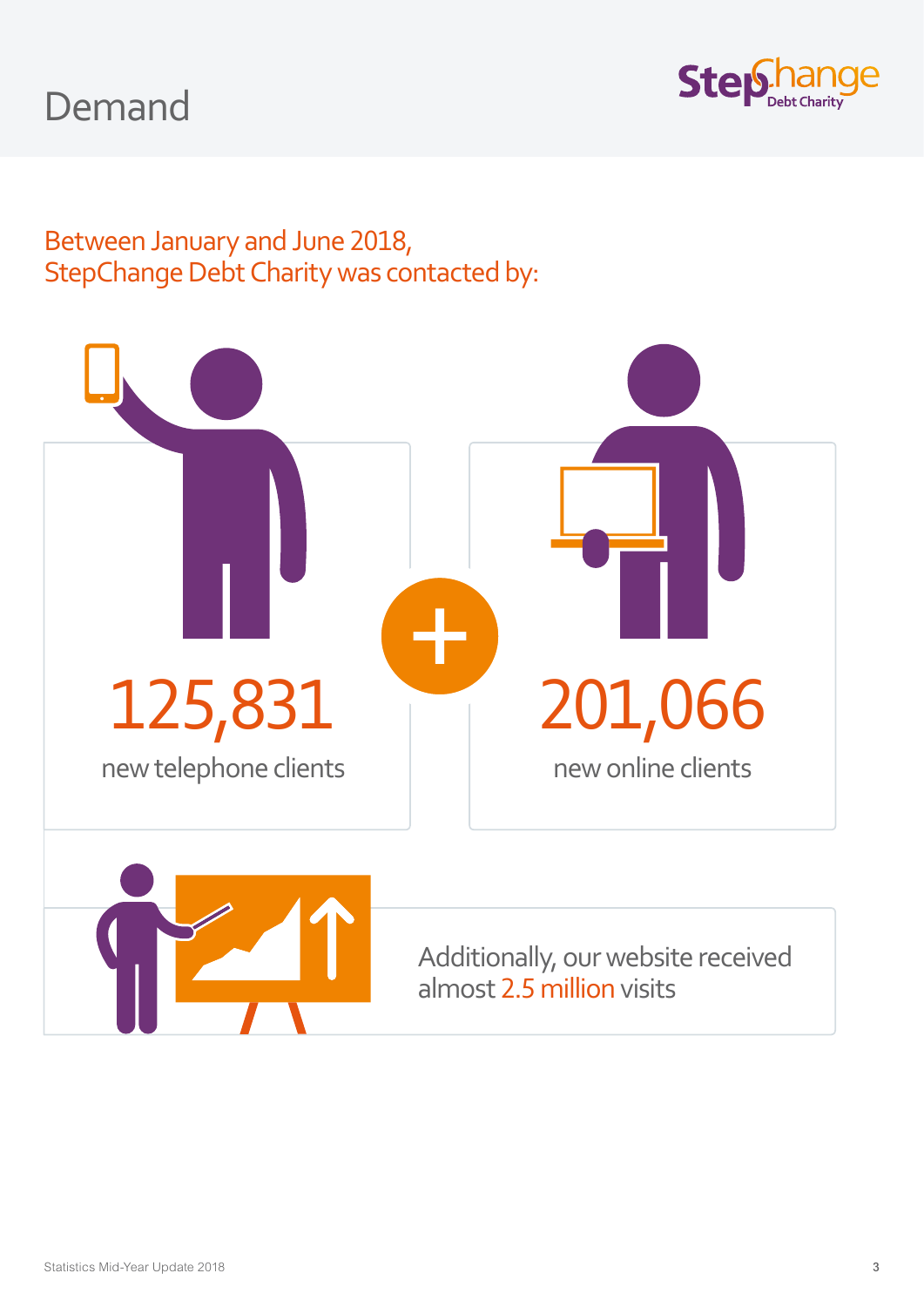# Demand

## Between January and June 2018, StepChange Debt Charity was contacted by:

**125,831**
new telephone clients

+

**201,066**
new online clients

Additionally, our website received almost 2.5 million visits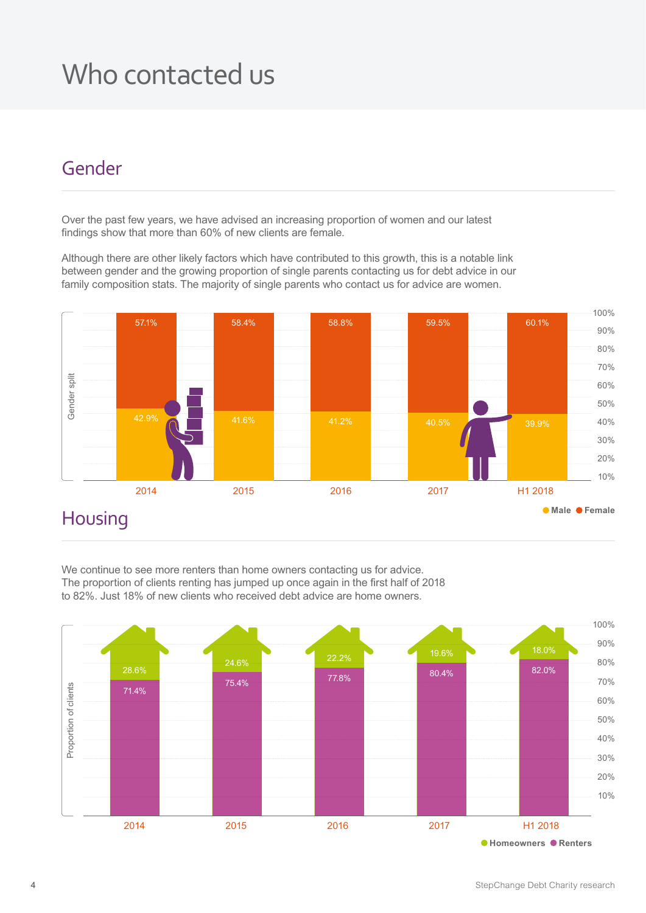# Who contacted us

## Gender

Over the past few years, we have advised an increasing proportion of women and our latest findings show that more than 60% of new clients are female.

Although there are other likely factors which have contributed to this growth, this is a notable link between gender and the growing proportion of single parents contacting us for debt advice in our family composition stats. The majority of single parents who contact us for advice are women.

| Gender split | 2014 | 2015 | 2016 | 2017 | H1 2018 |
|---|---|---|---|---|---|
| Female | 57.1% | 58.4% | 58.8% | 59.5% | 60.1% |
| Male | 42.9% | 41.6% | 41.2% | 40.5% | 39.9% |

## Housing

We continue to see more renters than home owners contacting us for advice. The proportion of clients renting has jumped up once again in the first half of 2018 to 82%. Just 18% of new clients who received debt advice are home owners.

| Proportion of clients | 2014 | 2015 | 2016 | 2017 | H1 2018 |
|---|---|---|---|---|---|
| Homeowners | 28.6% | 24.6% | 22.2% | 19.6% | 18.0% |
| Renters | 71.4% | 75.4% | 77.8% | 80.4% | 82.0% |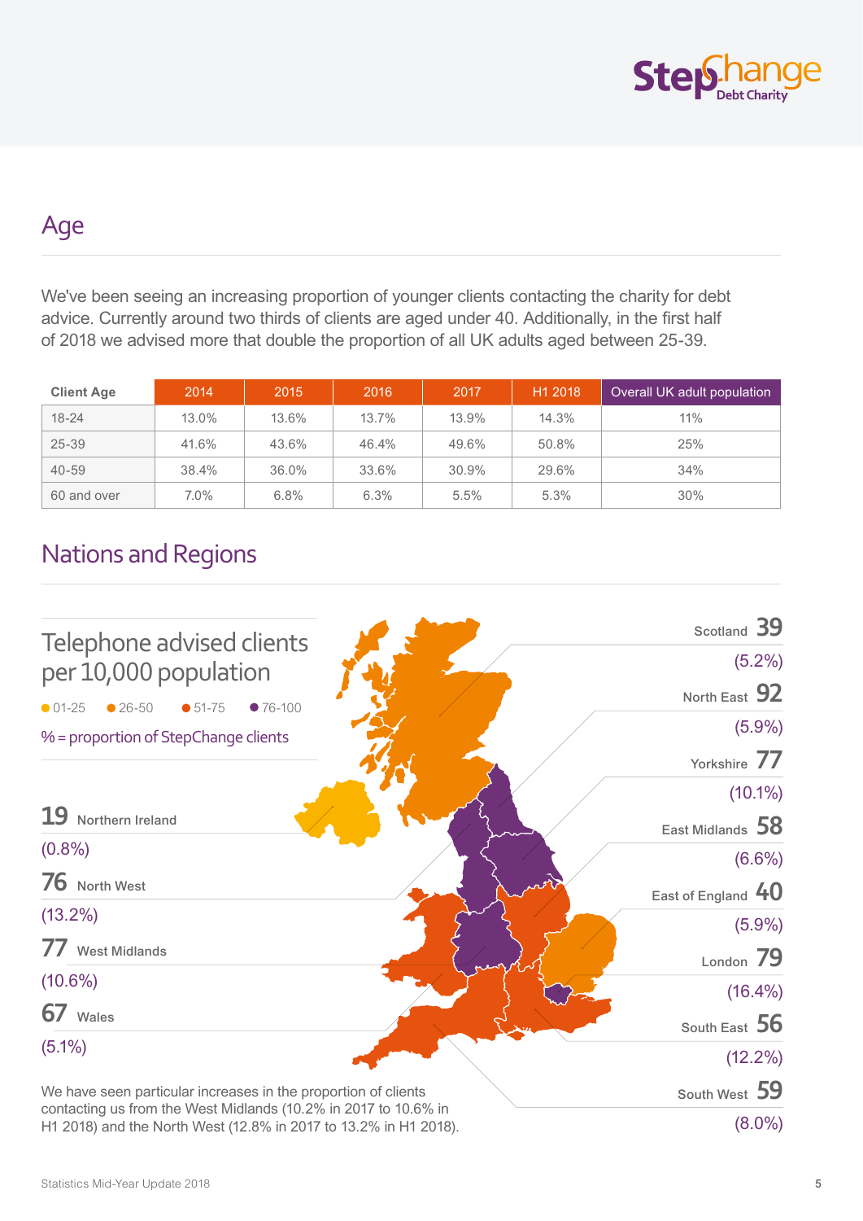## Age

We've been seeing an increasing proportion of younger clients contacting the charity for debt advice. Currently around two thirds of clients are aged under 40. Additionally, in the first half of 2018 we advised more that double the proportion of all UK adults aged between 25-39.

| Client Age | 2014 | 2015 | 2016 | 2017 | H1 2018 | Overall UK adult population |
|---|---|---|---|---|---|---|
| 18-24 | 13.0% | 13.6% | 13.7% | 13.9% | 14.3% | 11% |
| 25-39 | 41.6% | 43.6% | 46.4% | 49.6% | 50.8% | 25% |
| 40-59 | 38.4% | 36.0% | 33.6% | 30.9% | 29.6% | 34% |
| 60 and over | 7.0% | 6.8% | 6.3% | 5.5% | 5.3% | 30% |

## Nations and Regions

### Telephone advised clients per 10,000 population

01-25 · 26-50 · 51-75 · 76-100

% = proportion of StepChange clients

**19** Northern Ireland (0.8%)

**76** North West (13.2%)

**77** West Midlands (10.6%)

**67** Wales (5.1%)

Scotland **39** (5.2%)

North East **92** (5.9%)

Yorkshire **77** (10.1%)

East Midlands **58** (6.6%)

East of England **40** (5.9%)

London **79** (16.4%)

South East **56** (12.2%)

South West **59** (8.0%)

We have seen particular increases in the proportion of clients contacting us from the West Midlands (10.2% in 2017 to 10.6% in H1 2018) and the North West (12.8% in 2017 to 13.2% in H1 2018).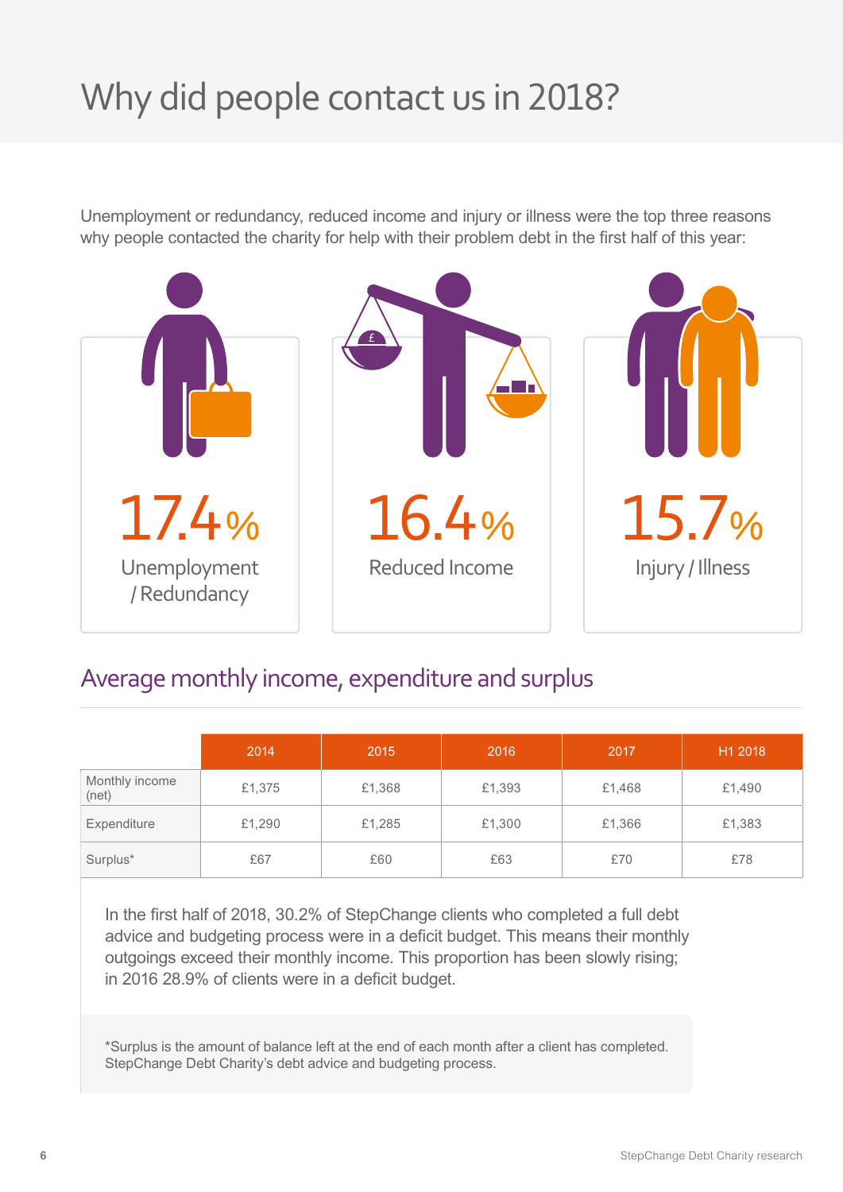# Why did people contact us in 2018?

Unemployment or redundancy, reduced income and injury or illness were the top three reasons why people contacted the charity for help with their problem debt in the first half of this year:

**17.4%**
Unemployment / Redundancy

**16.4%**
Reduced Income

**15.7%**
Injury / Illness

## Average monthly income, expenditure and surplus

| | 2014 | 2015 | 2016 | 2017 | H1 2018 |
|---|---|---|---|---|---|
| Monthly income (net) | £1,375 | £1,368 | £1,393 | £1,468 | £1,490 |
| Expenditure | £1,290 | £1,285 | £1,300 | £1,366 | £1,383 |
| Surplus* | £67 | £60 | £63 | £70 | £78 |

In the first half of 2018, 30.2% of StepChange clients who completed a full debt advice and budgeting process were in a deficit budget. This means their monthly outgoings exceed their monthly income. This proportion has been slowly rising; in 2016 28.9% of clients were in a deficit budget.

*Surplus is the amount of balance left at the end of each month after a client has completed. StepChange Debt Charity's debt advice and budgeting process.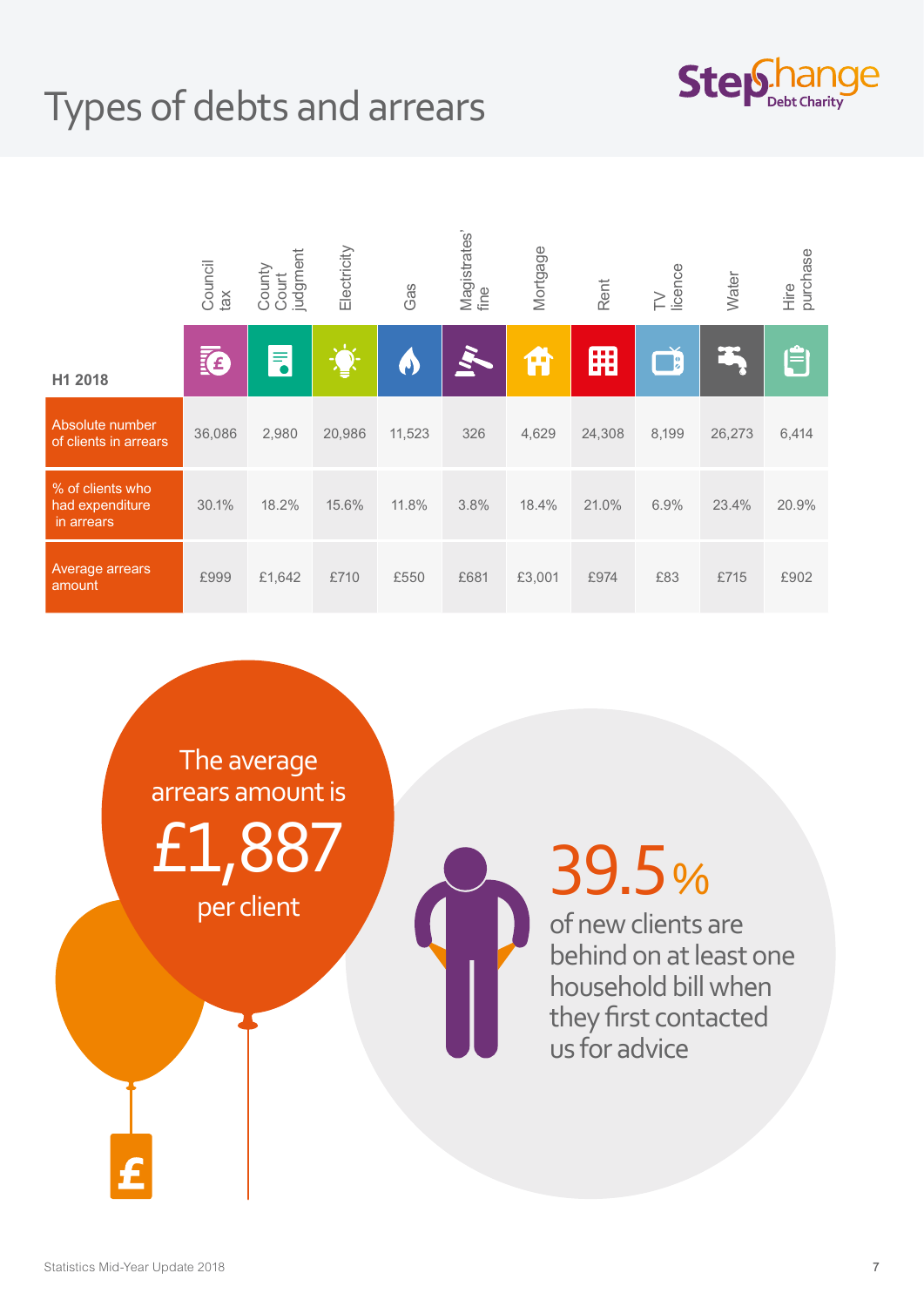# Types of debts and arrears

| H1 2018 | Council tax | County Court judgment | Electricity | Gas | Magistrates' fine | Mortgage | Rent | TV licence | Water | Hire purchase |
|---|---|---|---|---|---|---|---|---|---|---|
| Absolute number of clients in arrears | 36,086 | 2,980 | 20,986 | 11,523 | 326 | 4,629 | 24,308 | 8,199 | 26,273 | 6,414 |
| % of clients who had expenditure in arrears | 30.1% | 18.2% | 15.6% | 11.8% | 3.8% | 18.4% | 21.0% | 6.9% | 23.4% | 20.9% |
| Average arrears amount | £999 | £1,642 | £710 | £550 | £681 | £3,001 | £974 | £83 | £715 | £902 |

The average arrears amount is **£1,887** per client

**39.5%** of new clients are behind on at least one household bill when they first contacted us for advice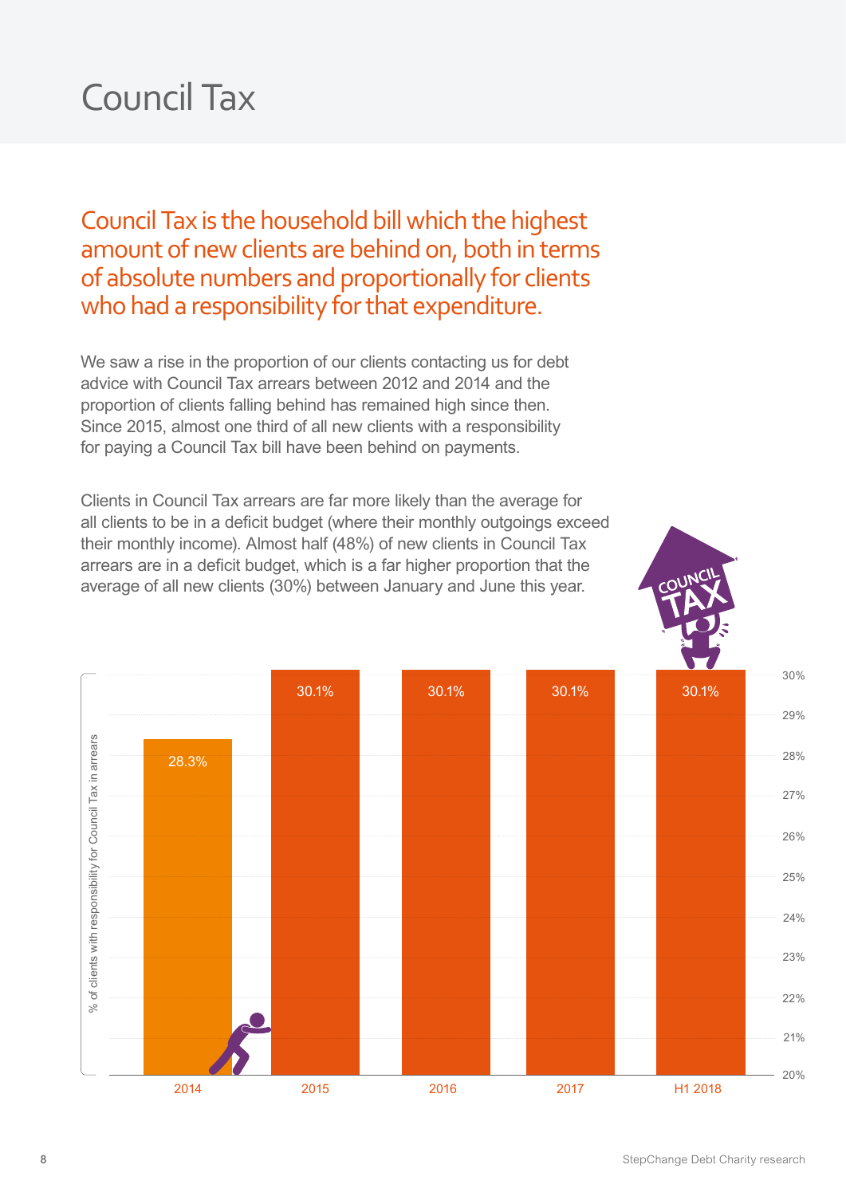# Council Tax

## Council Tax is the household bill which the highest amount of new clients are behind on, both in terms of absolute numbers and proportionally for clients who had a responsibility for that expenditure.

We saw a rise in the proportion of our clients contacting us for debt advice with Council Tax arrears between 2012 and 2014 and the proportion of clients falling behind has remained high since then. Since 2015, almost one third of all new clients with a responsibility for paying a Council Tax bill have been behind on payments.

Clients in Council Tax arrears are far more likely than the average for all clients to be in a deficit budget (where their monthly outgoings exceed their monthly income). Almost half (48%) of new clients in Council Tax arrears are in a deficit budget, which is a far higher proportion that the average of all new clients (30%) between January and June this year.

| Year | % of clients with responsibility for Council Tax in arrears |
|---|---|
| 2014 | 28.3% |
| 2015 | 30.1% |
| 2016 | 30.1% |
| 2017 | 30.1% |
| H1 2018 | 30.1% |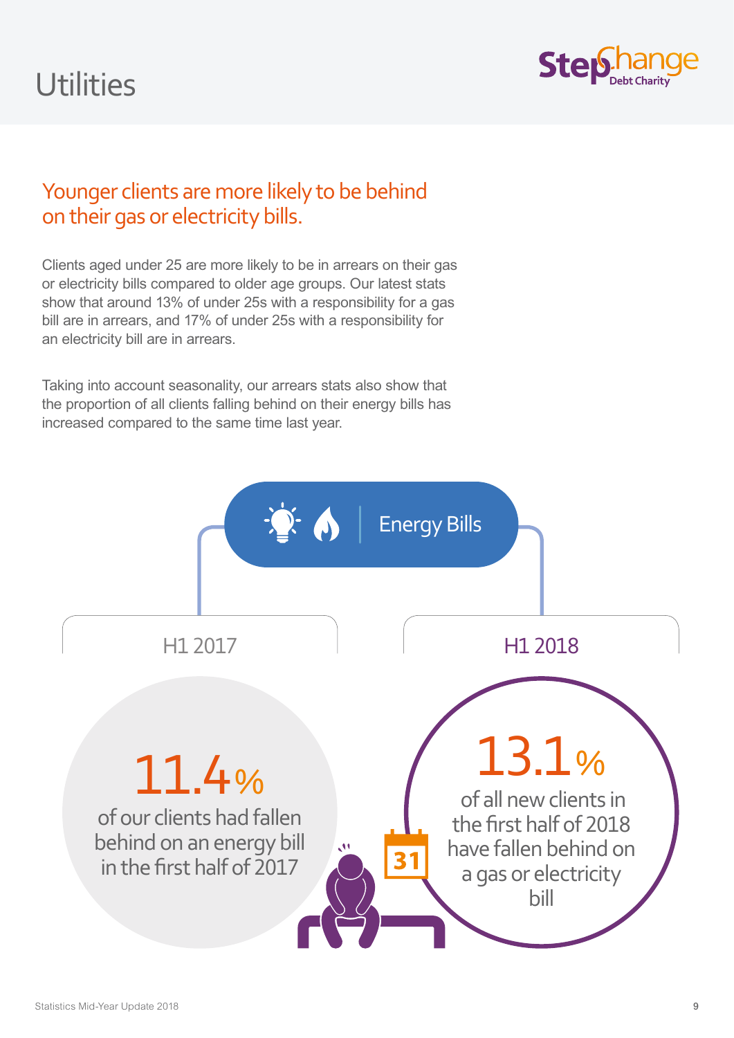# Utilities

## Younger clients are more likely to be behind on their gas or electricity bills.

Clients aged under 25 are more likely to be in arrears on their gas or electricity bills compared to older age groups. Our latest stats show that around 13% of under 25s with a responsibility for a gas bill are in arrears, and 17% of under 25s with a responsibility for an electricity bill are in arrears.

Taking into account seasonality, our arrears stats also show that the proportion of all clients falling behind on their energy bills has increased compared to the same time last year.

### Energy Bills

**H1 2017**

11.4% of our clients had fallen behind on an energy bill in the first half of 2017

**H1 2018**

13.1% of all new clients in the first half of 2018 have fallen behind on a gas or electricity bill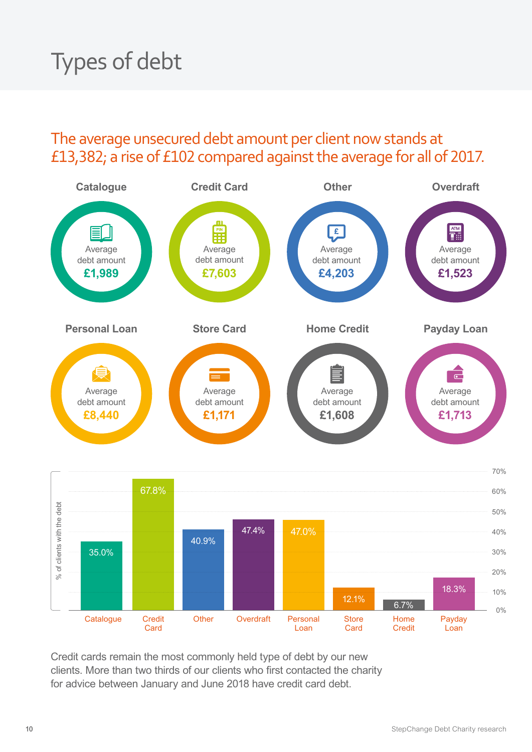# Types of debt

## The average unsecured debt amount per client now stands at £13,382; a rise of £102 compared against the average for all of 2017.

| Type of debt | Average debt amount |
|---|---|
| Catalogue | £1,989 |
| Credit Card | £7,603 |
| Other | £4,203 |
| Overdraft | £1,523 |
| Personal Loan | £8,440 |
| Store Card | £1,171 |
| Home Credit | £1,608 |
| Payday Loan | £1,713 |

| Type of debt | % of clients with the debt |
|---|---|
| Catalogue | 35.0% |
| Credit Card | 67.8% |
| Other | 40.9% |
| Overdraft | 47.4% |
| Personal Loan | 47.0% |
| Store Card | 12.1% |
| Home Credit | 6.7% |
| Payday Loan | 18.3% |

Credit cards remain the most commonly held type of debt by our new clients. More than two thirds of our clients who first contacted the charity for advice between January and June 2018 have credit card debt.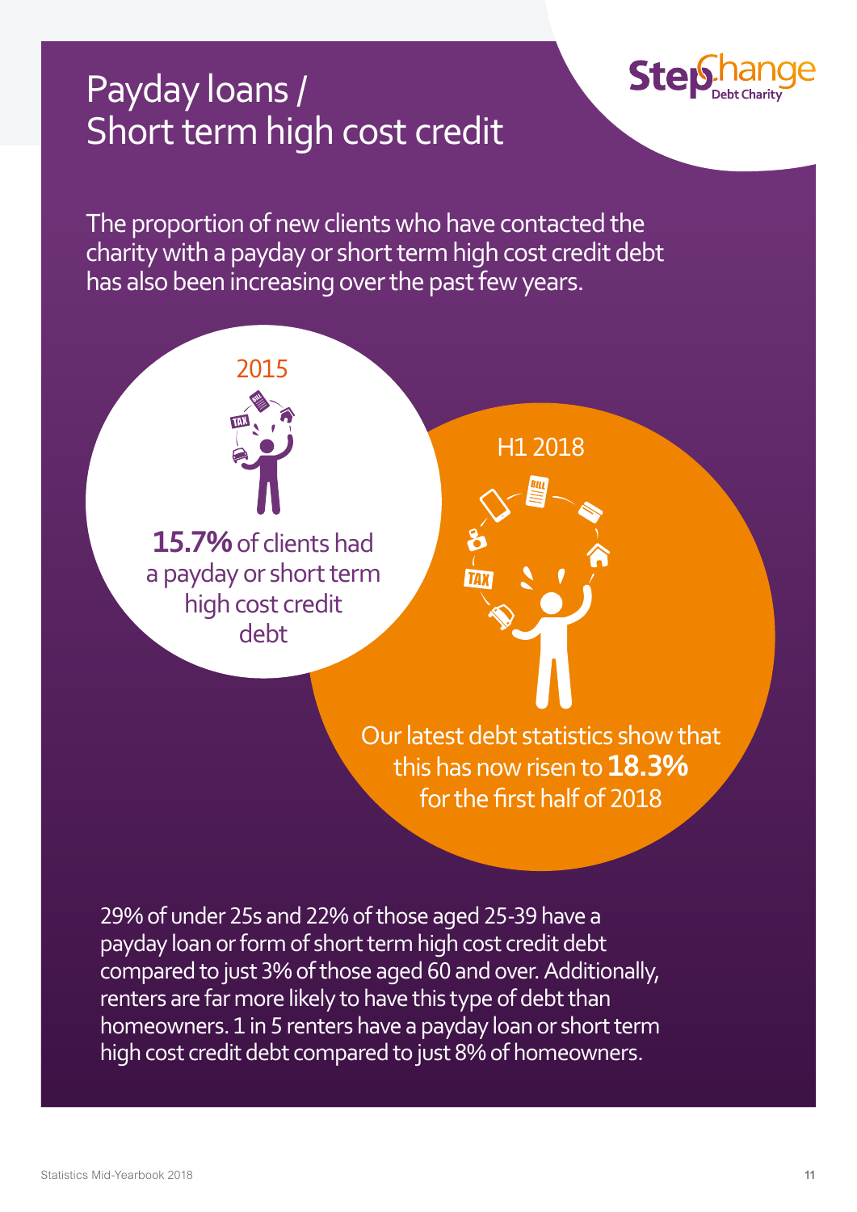# Payday loans / Short term high cost credit

The proportion of new clients who have contacted the charity with a payday or short term high cost credit debt has also been increasing over the past few years.

2015

**15.7%** of clients had a payday or short term high cost credit debt

H1 2018

Our latest debt statistics show that this has now risen to **18.3%** for the first half of 2018

29% of under 25s and 22% of those aged 25-39 have a payday loan or form of short term high cost credit debt compared to just 3% of those aged 60 and over. Additionally, renters are far more likely to have this type of debt than homeowners. 1 in 5 renters have a payday loan or short term high cost credit debt compared to just 8% of homeowners.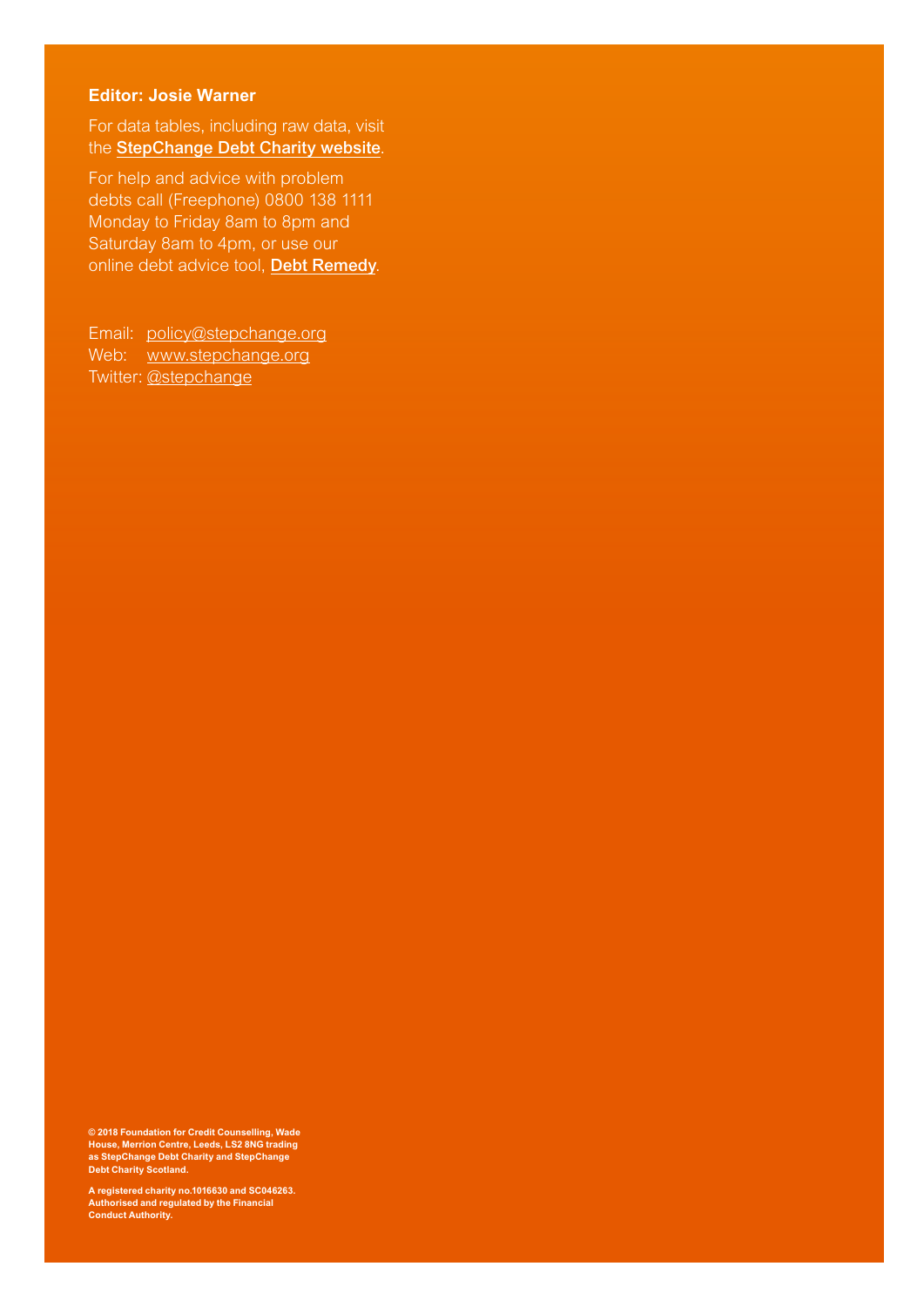**Editor: Josie Warner**

For data tables, including raw data, visit the **StepChange Debt Charity website**.

For help and advice with problem debts call (Freephone) 0800 138 1111 Monday to Friday 8am to 8pm and Saturday 8am to 4pm, or use our online debt advice tool, **Debt Remedy**.

Email: policy@stepchange.org
Web: www.stepchange.org
Twitter: @stepchange

**© 2018 Foundation for Credit Counselling, Wade House, Merrion Centre, Leeds, LS2 8NG trading as StepChange Debt Charity and StepChange Debt Charity Scotland.**

**A registered charity no.1016630 and SC046263. Authorised and regulated by the Financial Conduct Authority.**